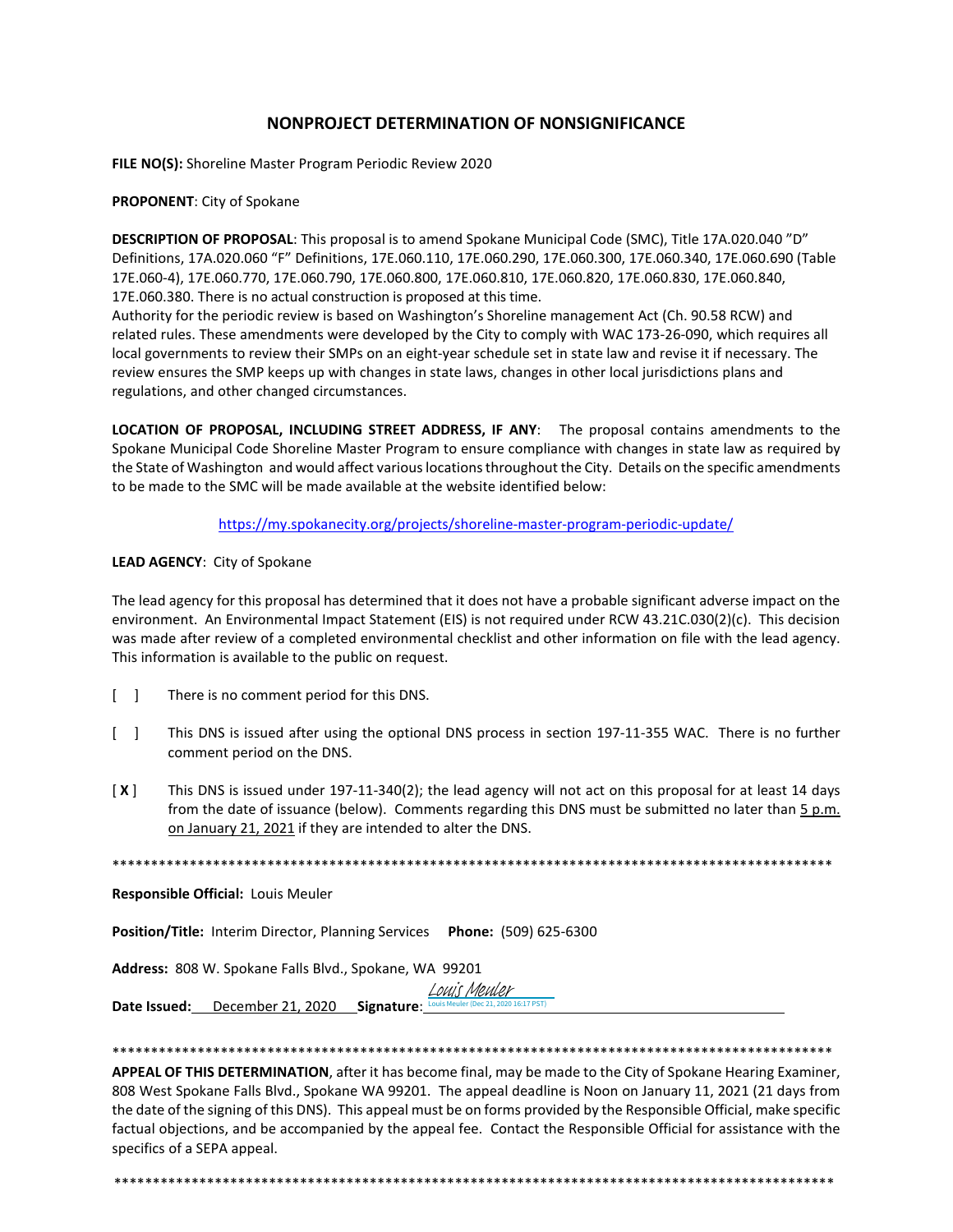# NONPROJECT DETERMINATION OF NONSIGNIFICANCE

**FILE NO(S):** Shoreline Master Program Periodic Review 2020

**PROPONENT**: City of Spokane

**DESCRIPTION OF PROPOSAL**: This proposal is to amend Spokane Municipal Code (SMC), Title 17A.020.040 "D" Definitions, 17A.020.060 "F" Definitions, 17E.060.110, 17E.060.290, 17E.060.300, 17E.060.340, 17E.060.690 (Table 17E.060-4), 17E.060.770, 17E.060.790, 17E.060.800, 17E.060.810, 17E.060.820, 17E.060.830, 17E.060.840, 17E.060.380. There is no actual construction is proposed at this time.
Authority for the periodic review is based on Washington's Shoreline management Act (Ch. 90.58 RCW) and related rules. These amendments were developed by the City to comply with WAC 173-26-090, which requires all local governments to review their SMPs on an eight-year schedule set in state law and revise it if necessary. The review ensures the SMP keeps up with changes in state laws, changes in other local jurisdictions plans and regulations, and other changed circumstances.

**LOCATION OF PROPOSAL, INCLUDING STREET ADDRESS, IF ANY**: The proposal contains amendments to the Spokane Municipal Code Shoreline Master Program to ensure compliance with changes in state law as required by the State of Washington and would affect various locations throughout the City. Details on the specific amendments to be made to the SMC will be made available at the website identified below:

https://my.spokanecity.org/projects/shoreline-master-program-periodic-update/

**LEAD AGENCY**: City of Spokane

The lead agency for this proposal has determined that it does not have a probable significant adverse impact on the environment. An Environmental Impact Statement (EIS) is not required under RCW 43.21C.030(2)(c). This decision was made after review of a completed environmental checklist and other information on file with the lead agency. This information is available to the public on request.

[ ] There is no comment period for this DNS.

[ ] This DNS is issued after using the optional DNS process in section 197-11-355 WAC. There is no further comment period on the DNS.

[ **X** ] This DNS is issued under 197-11-340(2); the lead agency will not act on this proposal for at least 14 days from the date of issuance (below). Comments regarding this DNS must be submitted no later than 5 p.m. on January 21, 2021 if they are intended to alter the DNS.

***************************************************************************************************

**Responsible Official:** Louis Meuler

**Position/Title:** Interim Director, Planning Services **Phone:** (509) 625-6300

**Address:** 808 W. Spokane Falls Blvd., Spokane, WA 99201

**Date Issued:** December 21, 2020 **Signature**: Louis Meuler
Louis Meuler (Dec 21, 2020 16:17 PST)

***************************************************************************************************

**APPEAL OF THIS DETERMINATION**, after it has become final, may be made to the City of Spokane Hearing Examiner, 808 West Spokane Falls Blvd., Spokane WA 99201. The appeal deadline is Noon on January 11, 2021 (21 days from the date of the signing of this DNS). This appeal must be on forms provided by the Responsible Official, make specific factual objections, and be accompanied by the appeal fee. Contact the Responsible Official for assistance with the specifics of a SEPA appeal.

***************************************************************************************************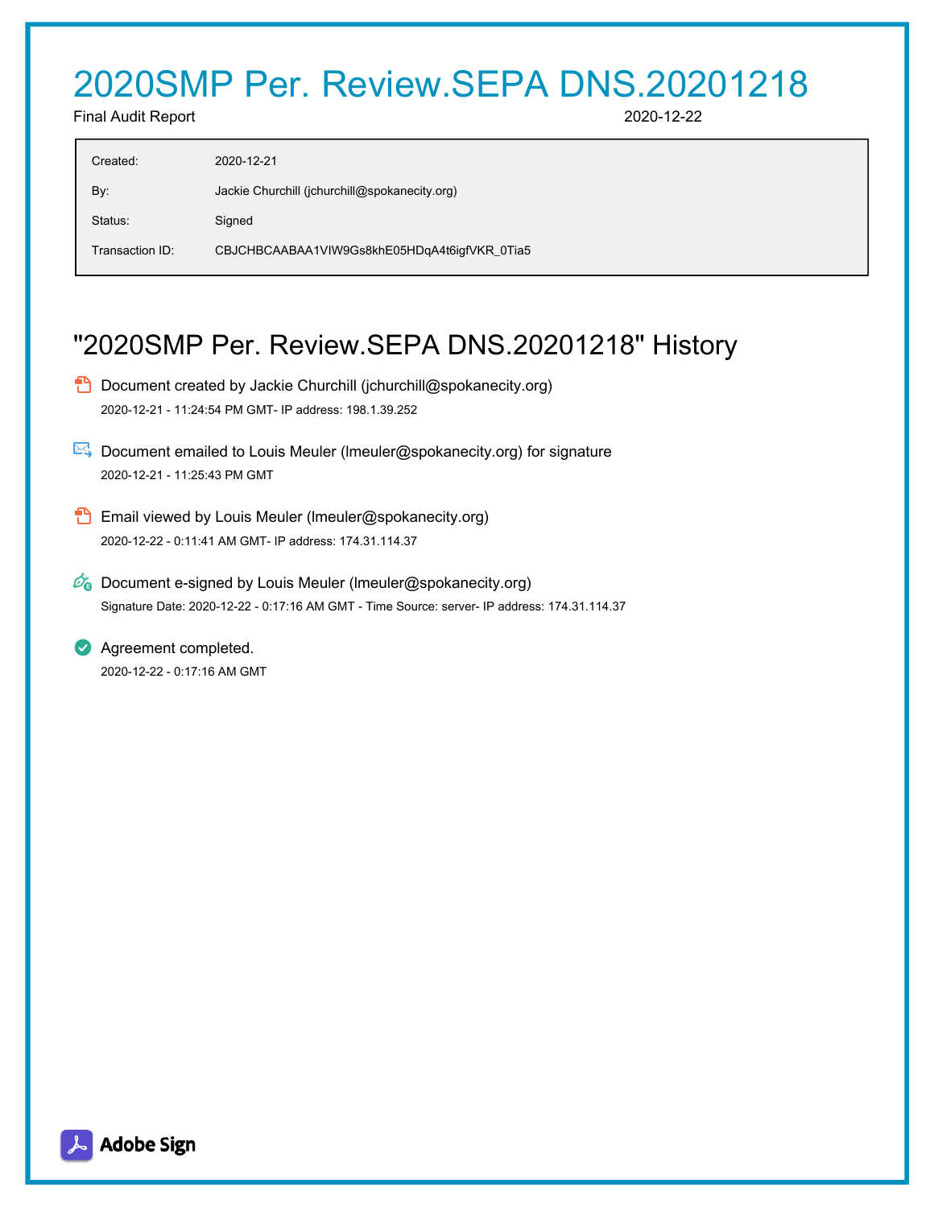# 2020SMP Per. Review.SEPA DNS.20201218

Final Audit Report 2020-12-22

| | |
|---|---|
| Created: | 2020-12-21 |
| By: | Jackie Churchill (jchurchill@spokanecity.org) |
| Status: | Signed |
| Transaction ID: | CBJCHBCAABAA1VIW9Gs8khE05HDqA4t6igfVKR_0Tia5 |

## "2020SMP Per. Review.SEPA DNS.20201218" History

- Document created by Jackie Churchill (jchurchill@spokanecity.org)
  2020-12-21 - 11:24:54 PM GMT- IP address: 198.1.39.252

- Document emailed to Louis Meuler (lmeuler@spokanecity.org) for signature
  2020-12-21 - 11:25:43 PM GMT

- Email viewed by Louis Meuler (lmeuler@spokanecity.org)
  2020-12-22 - 0:11:41 AM GMT- IP address: 174.31.114.37

- Document e-signed by Louis Meuler (lmeuler@spokanecity.org)
  Signature Date: 2020-12-22 - 0:17:16 AM GMT - Time Source: server- IP address: 174.31.114.37

- Agreement completed.
  2020-12-22 - 0:17:16 AM GMT

Adobe Sign